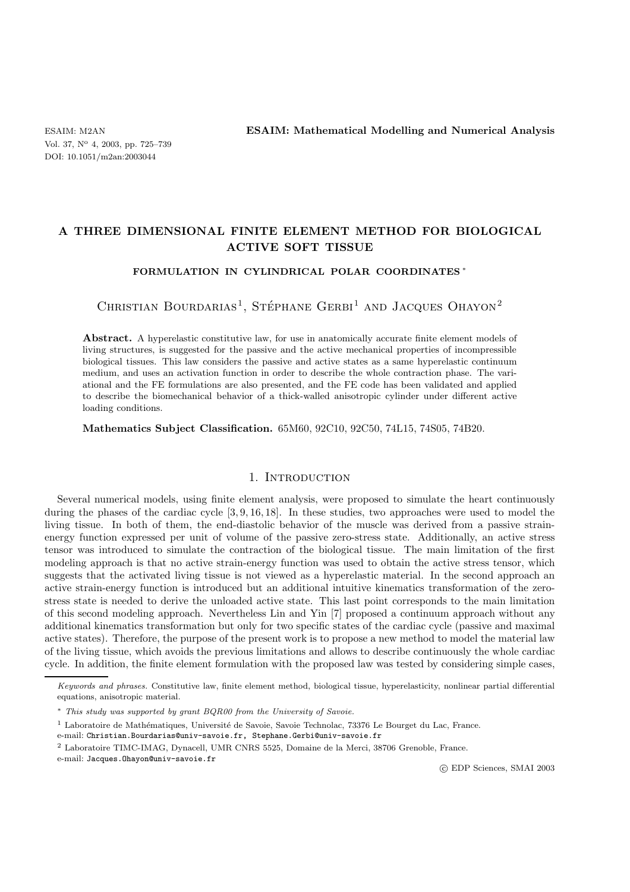# A THREE DIMENSIONAL FINITE ELEMENT METHOD FOR BIOLOGICAL ACTIVE SOFT TISSUE

## FORMULATION IN CYLINDRICAL POLAR COORDINATES *

Christian Bourdarias[1], Stéphane Gerbi[1] and Jacques Ohayon[2]

**Abstract.** A hyperelastic constitutive law, for use in anatomically accurate finite element models of living structures, is suggested for the passive and the active mechanical properties of incompressible biological tissues. This law considers the passive and active states as a same hyperelastic continuum medium, and uses an activation function in order to describe the whole contraction phase. The variational and the FE formulations are also presented, and the FE code has been validated and applied to describe the biomechanical behavior of a thick-walled anisotropic cylinder under different active loading conditions.

**Mathematics Subject Classification.** 65M60, 92C10, 92C50, 74L15, 74S05, 74B20.

## 1. Introduction

Several numerical models, using finite element analysis, were proposed to simulate the heart continuously during the phases of the cardiac cycle [3, 9, 16, 18]. In these studies, two approaches were used to model the living tissue. In both of them, the end-diastolic behavior of the muscle was derived from a passive strain-energy function expressed per unit of volume of the passive zero-stress state. Additionally, an active stress tensor was introduced to simulate the contraction of the biological tissue. The main limitation of the first modeling approach is that no active strain-energy function was used to obtain the active stress tensor, which suggests that the activated living tissue is not viewed as a hyperelastic material. In the second approach an active strain-energy function is introduced but an additional intuitive kinematics transformation of the zero-stress state is needed to derive the unloaded active state. This last point corresponds to the main limitation of this second modeling approach. Nevertheless Lin and Yin [7] proposed a continuum approach without any additional kinematics transformation but only for two specific states of the cardiac cycle (passive and maximal active states). Therefore, the purpose of the present work is to propose a new method to model the material law of the living tissue, which avoids the previous limitations and allows to describe continuously the whole cardiac cycle. In addition, the finite element formulation with the proposed law was tested by considering simple cases,

---

*Keywords and phrases.* Constitutive law, finite element method, biological tissue, hyperelasticity, nonlinear partial differential equations, anisotropic material.

\* *This study was supported by grant BQR00 from the University of Savoie.*

[1] Laboratoire de Mathématiques, Université de Savoie, Savoie Technolac, 73376 Le Bourget du Lac, France.
e-mail: Christian.Bourdarias@univ-savoie.fr, Stephane.Gerbi@univ-savoie.fr

[2] Laboratoire TIMC-IMAG, Dynacell, UMR CNRS 5525, Domaine de la Merci, 38706 Grenoble, France.
e-mail: Jacques.Ohayon@univ-savoie.fr

© EDP Sciences, SMAI 2003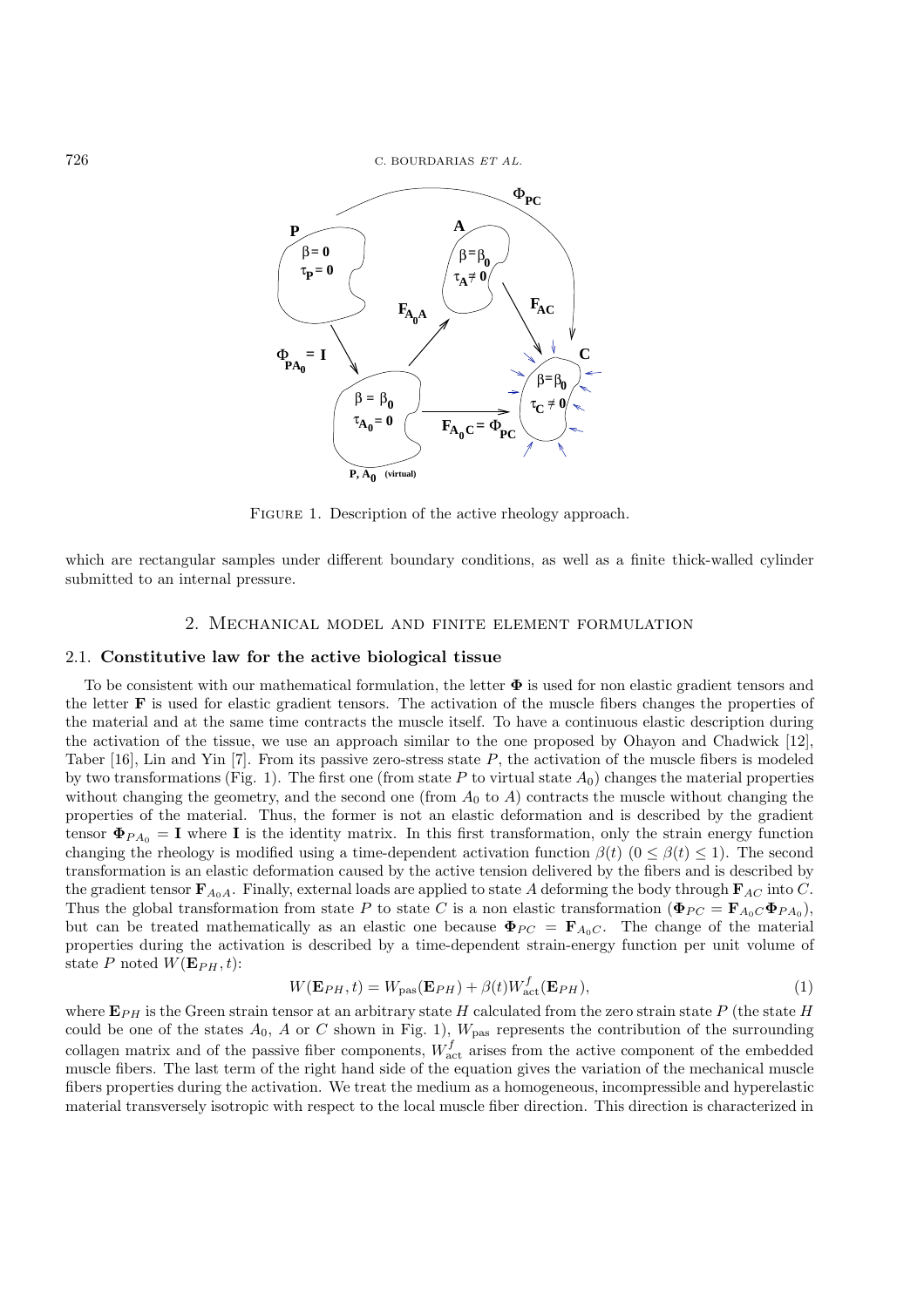FIGURE 1. Description of the active rheology approach.

which are rectangular samples under different boundary conditions, as well as a finite thick-walled cylinder submitted to an internal pressure.

## 2. Mechanical model and finite element formulation

### 2.1. Constitutive law for the active biological tissue

To be consistent with our mathematical formulation, the letter $\mathbf{\Phi}$ is used for non elastic gradient tensors and the letter $\mathbf{F}$ is used for elastic gradient tensors. The activation of the muscle fibers changes the properties of the material and at the same time contracts the muscle itself. To have a continuous elastic description during the activation of the tissue, we use an approach similar to the one proposed by Ohayon and Chadwick [12], Taber [16], Lin and Yin [7]. From its passive zero-stress state $P$, the activation of the muscle fibers is modeled by two transformations (Fig. 1). The first one (from state $P$ to virtual state $A_0$) changes the material properties without changing the geometry, and the second one (from $A_0$ to $A$) contracts the muscle without changing the properties of the material. Thus, the former is not an elastic deformation and is described by the gradient tensor $\mathbf{\Phi}_{PA_0} = \mathbf{I}$ where $\mathbf{I}$ is the identity matrix. In this first transformation, only the strain energy function changing the rheology is modified using a time-dependent activation function $\beta(t)$ $(0 \leq \beta(t) \leq 1)$. The second transformation is an elastic deformation caused by the active tension delivered by the fibers and is described by the gradient tensor $\mathbf{F}_{A_0A}$. Finally, external loads are applied to state $A$ deforming the body through $\mathbf{F}_{AC}$ into $C$. Thus the global transformation from state $P$ to state $C$ is a non elastic transformation ($\mathbf{\Phi}_{PC} = \mathbf{F}_{A_0C}\mathbf{\Phi}_{PA_0}$), but can be treated mathematically as an elastic one because $\mathbf{\Phi}_{PC} = \mathbf{F}_{A_0C}$. The change of the material properties during the activation is described by a time-dependent strain-energy function per unit volume of state $P$ noted $W(\mathbf{E}_{PH}, t)$:

$$W(\mathbf{E}_{PH}, t) = W_{\text{pas}}(\mathbf{E}_{PH}) + \beta(t)W^f_{\text{act}}(\mathbf{E}_{PH}), \tag{1}$$

where $\mathbf{E}_{PH}$ is the Green strain tensor at an arbitrary state $H$ calculated from the zero strain state $P$ (the state $H$ could be one of the states $A_0$, $A$ or $C$ shown in Fig. 1), $W_{\text{pas}}$ represents the contribution of the surrounding collagen matrix and of the passive fiber components, $W^f_{\text{act}}$ arises from the active component of the embedded muscle fibers. The last term of the right hand side of the equation gives the variation of the mechanical muscle fibers properties during the activation. We treat the medium as a homogeneous, incompressible and hyperelastic material transversely isotropic with respect to the local muscle fiber direction. This direction is characterized in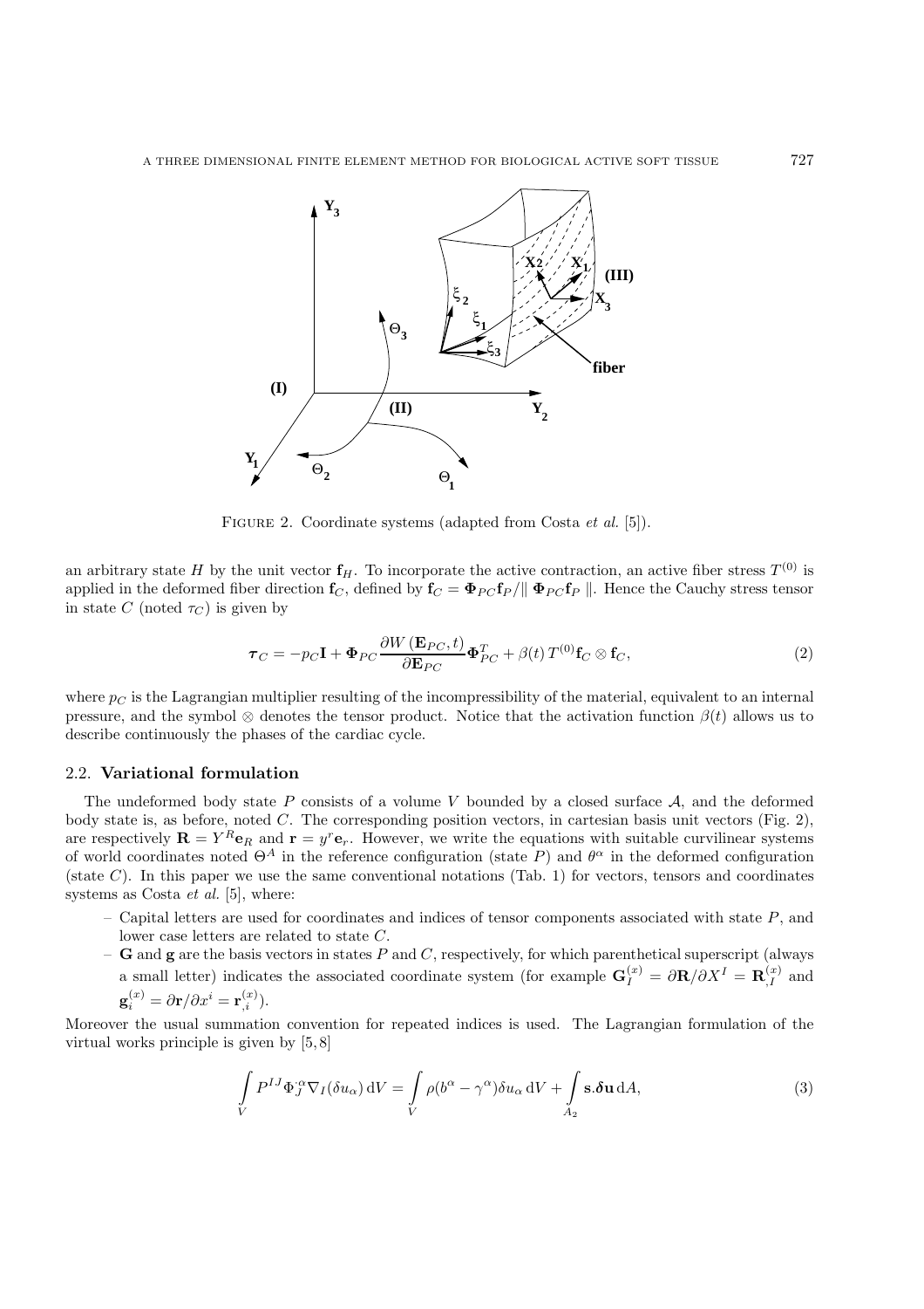FIGURE 2. Coordinate systems (adapted from Costa *et al.* [5]).

an arbitrary state $H$ by the unit vector $\mathbf{f}_H$. To incorporate the active contraction, an active fiber stress $T^{(0)}$ is applied in the deformed fiber direction $\mathbf{f}_C$, defined by $\mathbf{f}_C = \mathbf{\Phi}_{PC}\mathbf{f}_P / \| \mathbf{\Phi}_{PC}\mathbf{f}_P \|$. Hence the Cauchy stress tensor in state $C$ (noted $\tau_C$) is given by

$$\boldsymbol{\tau}_C = -p_C \mathbf{I} + \mathbf{\Phi}_{PC} \frac{\partial W\left(\mathbf{E}_{PC}, t\right)}{\partial \mathbf{E}_{PC}} \mathbf{\Phi}_{PC}^T + \beta(t)\, T^{(0)} \mathbf{f}_C \otimes \mathbf{f}_C, \tag{2}$$

where $p_C$ is the Lagrangian multiplier resulting of the incompressibility of the material, equivalent to an internal pressure, and the symbol $\otimes$ denotes the tensor product. Notice that the activation function $\beta(t)$ allows us to describe continuously the phases of the cardiac cycle.

### 2.2. Variational formulation

The undeformed body state $P$ consists of a volume $V$ bounded by a closed surface $\mathcal{A}$, and the deformed body state is, as before, noted $C$. The corresponding position vectors, in cartesian basis unit vectors (Fig. 2), are respectively $\mathbf{R} = Y^R \mathbf{e}_R$ and $\mathbf{r} = y^r \mathbf{e}_r$. However, we write the equations with suitable curvilinear systems of world coordinates noted $\Theta^A$ in the reference configuration (state $P$) and $\theta^\alpha$ in the deformed configuration (state $C$). In this paper we use the same conventional notations (Tab. 1) for vectors, tensors and coordinates systems as Costa *et al.* [5], where:

- Capital letters are used for coordinates and indices of tensor components associated with state $P$, and lower case letters are related to state $C$.
- $\mathbf{G}$ and $\mathbf{g}$ are the basis vectors in states $P$ and $C$, respectively, for which parenthetical superscript (always a small letter) indicates the associated coordinate system (for example $\mathbf{G}_I^{(x)} = \partial \mathbf{R} / \partial X^I = \mathbf{R}_{,I}^{(x)}$ and $\mathbf{g}_i^{(x)} = \partial \mathbf{r} / \partial x^i = \mathbf{r}_{,i}^{(x)}$).

Moreover the usual summation convention for repeated indices is used. The Lagrangian formulation of the virtual works principle is given by [5,8]

$$\int_V P^{IJ} \Phi_J^{\cdot \alpha} \nabla_I (\delta u_\alpha)\, \mathrm{d}V = \int_V \rho (b^\alpha - \gamma^\alpha) \delta u_\alpha \, \mathrm{d}V + \int_{A_2} \mathbf{s} . \boldsymbol{\delta} \mathbf{u} \, \mathrm{d}A, \tag{3}$$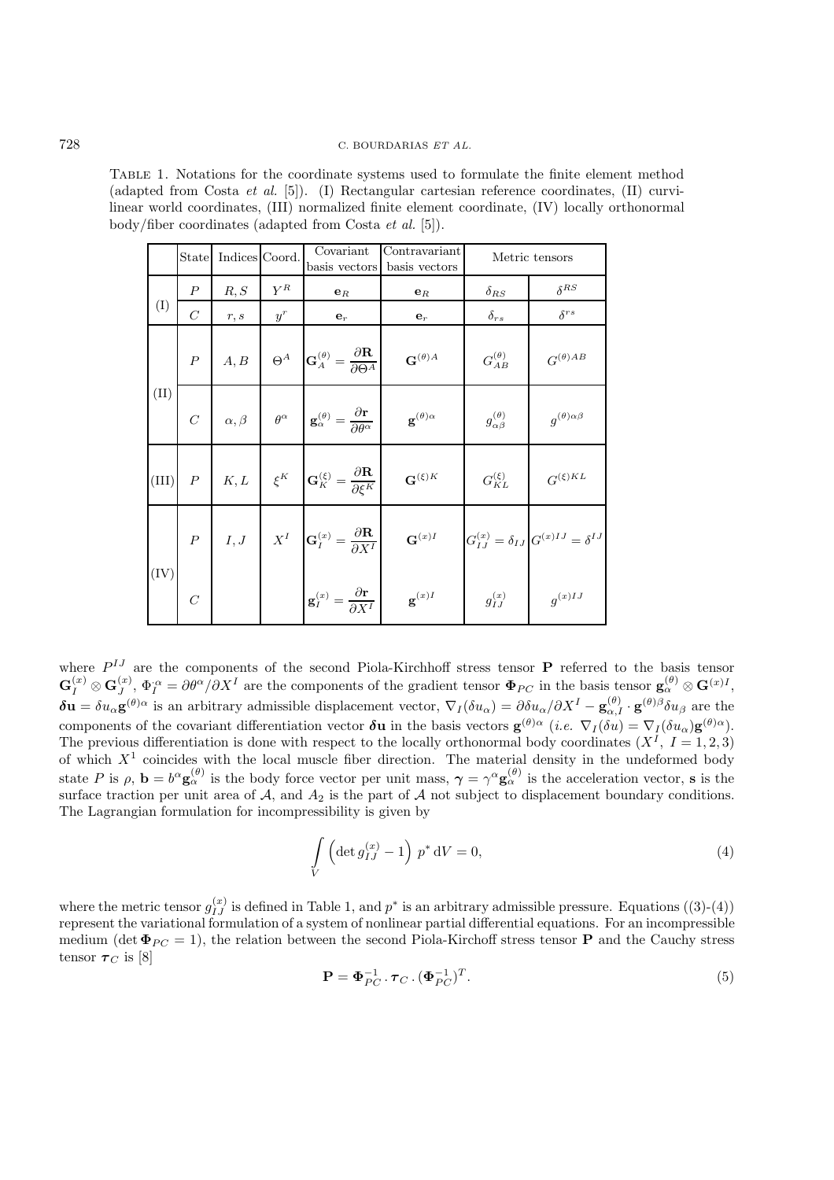Table 1. Notations for the coordinate systems used to formulate the finite element method (adapted from Costa *et al.* [5]). (I) Rectangular cartesian reference coordinates, (II) curvilinear world coordinates, (III) normalized finite element coordinate, (IV) locally orthonormal body/fiber coordinates (adapted from Costa *et al.* [5]).

| | State | Indices | Coord. | Covariant basis vectors | Contravariant basis vectors | Metric tensors | |
|---|---|---|---|---|---|---|---|
| (I) | $P$ | $R, S$ | $Y^R$ | $\mathbf{e}_R$ | $\mathbf{e}_R$ | $\delta_{RS}$ | $\delta^{RS}$ |
| | $C$ | $r, s$ | $y^r$ | $\mathbf{e}_r$ | $\mathbf{e}_r$ | $\delta_{rs}$ | $\delta^{rs}$ |
| (II) | $P$ | $A, B$ | $\Theta^A$ | $\mathbf{G}_A^{(\theta)} = \dfrac{\partial \mathbf{R}}{\partial \Theta^A}$ | $\mathbf{G}^{(\theta)A}$ | $G_{AB}^{(\theta)}$ | $G^{(\theta)AB}$ |
| | $C$ | $\alpha, \beta$ | $\theta^\alpha$ | $\mathbf{g}_\alpha^{(\theta)} = \dfrac{\partial \mathbf{r}}{\partial \theta^\alpha}$ | $\mathbf{g}^{(\theta)\alpha}$ | $g_{\alpha\beta}^{(\theta)}$ | $g^{(\theta)\alpha\beta}$ |
| (III) | $P$ | $K, L$ | $\xi^K$ | $\mathbf{G}_K^{(\xi)} = \dfrac{\partial \mathbf{R}}{\partial \xi^K}$ | $\mathbf{G}^{(\xi)K}$ | $G_{KL}^{(\xi)}$ | $G^{(\xi)KL}$ |
| (IV) | $P$ | $I, J$ | $X^I$ | $\mathbf{G}_I^{(x)} = \dfrac{\partial \mathbf{R}}{\partial X^I}$ | $\mathbf{G}^{(x)I}$ | $G_{IJ}^{(x)} = \delta_{IJ}$ | $G^{(x)IJ} = \delta^{IJ}$ |
| | $C$ | | | $\mathbf{g}_I^{(x)} = \dfrac{\partial \mathbf{r}}{\partial X^I}$ | $\mathbf{g}^{(x)I}$ | $g_{IJ}^{(x)}$ | $g^{(x)IJ}$ |

where $P^{IJ}$ are the components of the second Piola-Kirchhoff stress tensor $\mathbf{P}$ referred to the basis tensor $\mathbf{G}_I^{(x)} \otimes \mathbf{G}_J^{(x)}$, $\Phi_I^{\cdot\alpha} = \partial\theta^\alpha/\partial X^I$ are the components of the gradient tensor $\mathbf{\Phi}_{PC}$ in the basis tensor $\mathbf{g}_\alpha^{(\theta)} \otimes \mathbf{G}^{(x)I}$, $\boldsymbol{\delta}\mathbf{u} = \delta u_\alpha \mathbf{g}^{(\theta)\alpha}$ is an arbitrary admissible displacement vector, $\nabla_I(\delta u_\alpha) = \partial \delta u_\alpha/\partial X^I - \mathbf{g}_{\alpha,I}^{(\theta)} \cdot \mathbf{g}^{(\theta)\beta}\delta u_\beta$ are the components of the covariant differentiation vector $\boldsymbol{\delta}\mathbf{u}$ in the basis vectors $\mathbf{g}^{(\theta)\alpha}$ (*i.e.* $\nabla_I(\delta u) = \nabla_I(\delta u_\alpha)\mathbf{g}^{(\theta)\alpha}$). The previous differentiation is done with respect to the locally orthonormal body coordinates ($X^I$, $I = 1, 2, 3$) of which $X^1$ coincides with the local muscle fiber direction. The material density in the undeformed body state $P$ is $\rho$, $\mathbf{b} = b^\alpha \mathbf{g}_\alpha^{(\theta)}$ is the body force vector per unit mass, $\boldsymbol{\gamma} = \gamma^\alpha \mathbf{g}_\alpha^{(\theta)}$ is the acceleration vector, $\mathbf{s}$ is the surface traction per unit area of $\mathcal{A}$, and $A_2$ is the part of $\mathcal{A}$ not subject to displacement boundary conditions. The Lagrangian formulation for incompressibility is given by

$$\int\limits_V \left(\det g_{IJ}^{(x)} - 1\right) \, p^* \, \mathrm{d}V = 0, \tag{4}$$

where the metric tensor $g_{IJ}^{(x)}$ is defined in Table 1, and $p^*$ is an arbitrary admissible pressure. Equations ((3)-(4)) represent the variational formulation of a system of nonlinear partial differential equations. For an incompressible medium ($\det \mathbf{\Phi}_{PC} = 1$), the relation between the second Piola-Kirchoff stress tensor $\mathbf{P}$ and the Cauchy stress tensor $\boldsymbol{\tau}_C$ is [8]

$$\mathbf{P} = \mathbf{\Phi}_{PC}^{-1} \cdot \boldsymbol{\tau}_C \, . \, (\mathbf{\Phi}_{PC}^{-1})^T. \tag{5}$$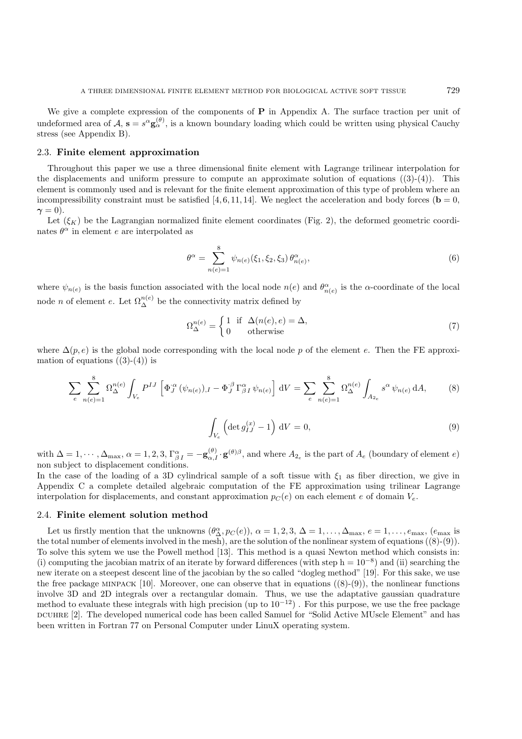We give a complete expression of the components of $\mathbf{P}$ in Appendix A. The surface traction per unit of undeformed area of $\mathcal{A}$, $\mathbf{s} = s^\alpha \mathbf{g}_\alpha^{(\theta)}$, is a known boundary loading which could be written using physical Cauchy stress (see Appendix B).

### 2.3. **Finite element approximation**

Throughout this paper we use a three dimensional finite element with Lagrange trilinear interpolation for the displacements and uniform pressure to compute an approximate solution of equations ((3)-(4)). This element is commonly used and is relevant for the finite element approximation of this type of problem where an incompressibility constraint must be satisfied [4, 6, 11, 14]. We neglect the acceleration and body forces ($\mathbf{b} = 0$, $\boldsymbol{\gamma} = 0$).

Let $(\xi_K)$ be the Lagrangian normalized finite element coordinates (Fig. 2), the deformed geometric coordinates $\theta^\alpha$ in element $e$ are interpolated as

$$\theta^\alpha = \sum_{n(e)=1}^{8} \psi_{n(e)}(\xi_1, \xi_2, \xi_3)\, \theta^\alpha_{n(e)}, \tag{6}$$

where $\psi_{n(e)}$ is the basis function associated with the local node $n(e)$ and $\theta^\alpha_{n(e)}$ is the $\alpha$-coordinate of the local node $n$ of element $e$. Let $\Omega_\Delta^{n(e)}$ be the connectivity matrix defined by

$$\Omega_\Delta^{n(e)} = \begin{cases} 1 & \text{if } \; \Delta(n(e), e) = \Delta, \\ 0 & \text{otherwise} \end{cases} \tag{7}$$

where $\Delta(p, e)$ is the global node corresponding with the local node $p$ of the element $e$. Then the FE approximation of equations ((3)-(4)) is

$$\sum_e \sum_{n(e)=1}^{8} \Omega_\Delta^{n(e)} \int_{V_e} P^{IJ} \left[ \Phi_J^{\cdot\alpha} \, (\psi_{n(e)})_{,I} - \Phi_J^{\cdot\beta} \, \Gamma^\alpha_{\beta\, I} \, \psi_{n(e)} \right] \mathrm{d}V = \sum_e \sum_{n(e)=1}^{8} \Omega_\Delta^{n(e)} \int_{A_{2_e}} s^\alpha \, \psi_{n(e)} \, \mathrm{d}A, \tag{8}$$

$$\int_{V_e} \left( \det g_{IJ}^{(x)} - 1 \right) \mathrm{d}V = 0, \tag{9}$$

with $\Delta = 1, \cdots, \Delta_{\max}$, $\alpha = 1, 2, 3$, $\Gamma^\alpha_{\beta\, I} = -\mathbf{g}^{(\theta)}_{\alpha, I} \cdot \mathbf{g}^{(\theta)\beta}$, and where $A_{2_e}$ is the part of $A_e$ (boundary of element $e$) non subject to displacement conditions.

In the case of the loading of a 3D cylindrical sample of a soft tissue with $\xi_1$ as fiber direction, we give in Appendix C a complete detailed algebraic computation of the FE approximation using trilinear Lagrange interpolation for displacements, and constant approximation $p_C(e)$ on each element $e$ of domain $V_e$.

### 2.4. **Finite element solution method**

Let us firstly mention that the unknowns $(\theta^\alpha_\Delta, p_C(e))$, $\alpha = 1, 2, 3$, $\Delta = 1, \ldots, \Delta_{\max}$, $e = 1, \ldots, e_{\max}$, ($e_{\max}$ is the total number of elements involved in the mesh), are the solution of the nonlinear system of equations ((8)-(9)). To solve this sytem we use the Powell method [13]. This method is a quasi Newton method which consists in: (i) computing the jacobian matrix of an iterate by forward differences (with step h $= 10^{-8}$) and (ii) searching the new iterate on a steepest descent line of the jacobian by the so called "dogleg method" [19]. For this sake, we use the free package MINPACK [10]. Moreover, one can observe that in equations ((8)-(9)), the nonlinear functions involve 3D and 2D integrals over a rectangular domain. Thus, we use the adaptative gaussian quadrature method to evaluate these integrals with high precision (up to $10^{-12}$) . For this purpose, we use the free package DCUHRE [2]. The developed numerical code has been called Samuel for "Solid Active MUscle Element" and has been written in Fortran 77 on Personal Computer under LinuX operating system.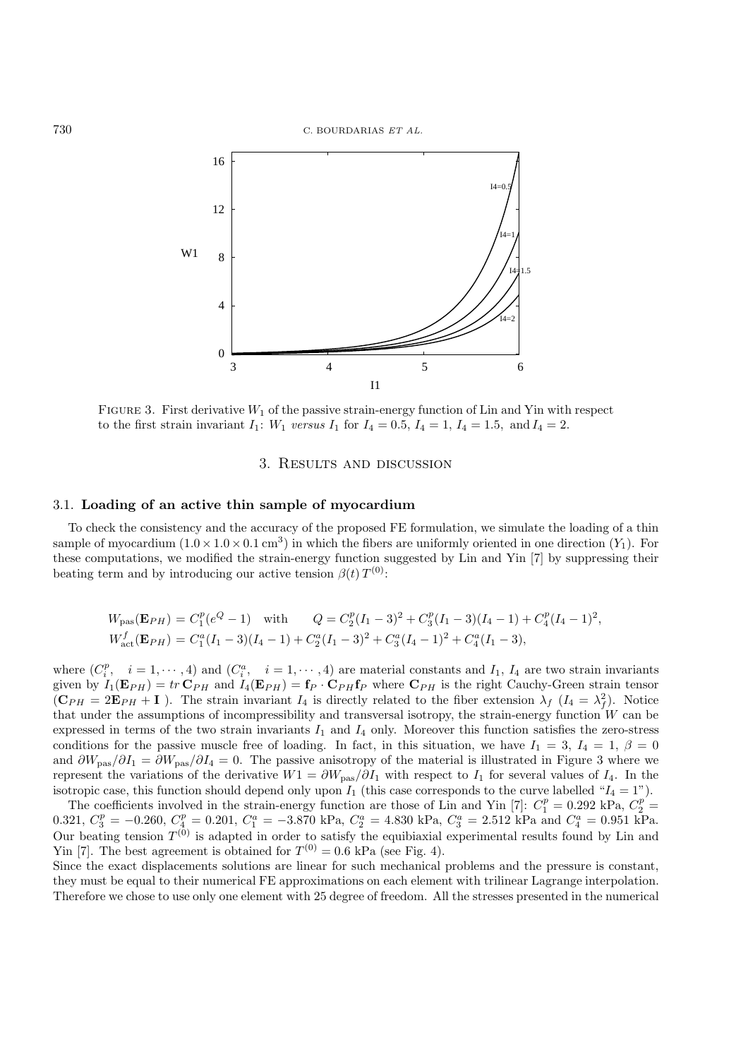FIGURE 3. First derivative $W_1$ of the passive strain-energy function of Lin and Yin with respect to the first strain invariant $I_1$: $W_1$ *versus* $I_1$ for $I_4 = 0.5$, $I_4 = 1$, $I_4 = 1.5$, and $I_4 = 2$.

## 3. Results and discussion

### 3.1. Loading of an active thin sample of myocardium

To check the consistency and the accuracy of the proposed FE formulation, we simulate the loading of a thin sample of myocardium $(1.0 \times 1.0 \times 0.1\,\text{cm}^3)$ in which the fibers are uniformly oriented in one direction $(Y_1)$. For these computations, we modified the strain-energy function suggested by Lin and Yin [7] by suppressing their beating term and by introducing our active tension $\beta(t)\,T^{(0)}$:

$$W_{\text{pas}}(\mathbf{E}_{PH}) = C_1^p(e^Q - 1) \quad \text{with} \qquad Q = C_2^p(I_1-3)^2 + C_3^p(I_1-3)(I_4-1) + C_4^p(I_4-1)^2,$$
$$W_{\text{act}}^f(\mathbf{E}_{PH}) = C_1^a(I_1-3)(I_4-1) + C_2^a(I_1-3)^2 + C_3^a(I_4-1)^2 + C_4^a(I_1-3),$$

where $(C_i^p, \quad i = 1, \cdots, 4)$ and $(C_i^a, \quad i = 1, \cdots, 4)$ are material constants and $I_1$, $I_4$ are two strain invariants given by $I_1(\mathbf{E}_{PH}) = tr\,\mathbf{C}_{PH}$ and $I_4(\mathbf{E}_{PH}) = \mathbf{f}_P \cdot \mathbf{C}_{PH}\mathbf{f}_P$ where $\mathbf{C}_{PH}$ is the right Cauchy-Green strain tensor $(\mathbf{C}_{PH} = 2\mathbf{E}_{PH} + \mathbf{I}\,)$. The strain invariant $I_4$ is directly related to the fiber extension $\lambda_f$ $(I_4 = \lambda_f^2)$. Notice that under the assumptions of incompressibility and transversal isotropy, the strain-energy function $W$ can be expressed in terms of the two strain invariants $I_1$ and $I_4$ only. Moreover this function satisfies the zero-stress conditions for the passive muscle free of loading. In fact, in this situation, we have $I_1 = 3$, $I_4 = 1$, $\beta = 0$ and $\partial W_{\text{pas}}/\partial I_1 = \partial W_{\text{pas}}/\partial I_4 = 0$. The passive anisotropy of the material is illustrated in Figure 3 where we represent the variations of the derivative $W1 = \partial W_{\text{pas}}/\partial I_1$ with respect to $I_1$ for several values of $I_4$. In the isotropic case, this function should depend only upon $I_1$ (this case corresponds to the curve labelled "$I_4 = 1$").

The coefficients involved in the strain-energy function are those of Lin and Yin [7]: $C_1^p = 0.292$ kPa, $C_2^p = 0.321$, $C_3^p = -0.260$, $C_4^p = 0.201$, $C_1^a = -3.870$ kPa, $C_2^a = 4.830$ kPa, $C_3^a = 2.512$ kPa and $C_4^a = 0.951$ kPa. Our beating tension $T^{(0)}$ is adapted in order to satisfy the equibiaxial experimental results found by Lin and Yin [7]. The best agreement is obtained for $T^{(0)} = 0.6$ kPa (see Fig. 4).

Since the exact displacements solutions are linear for such mechanical problems and the pressure is constant, they must be equal to their numerical FE approximations on each element with trilinear Lagrange interpolation. Therefore we chose to use only one element with 25 degree of freedom. All the stresses presented in the numerical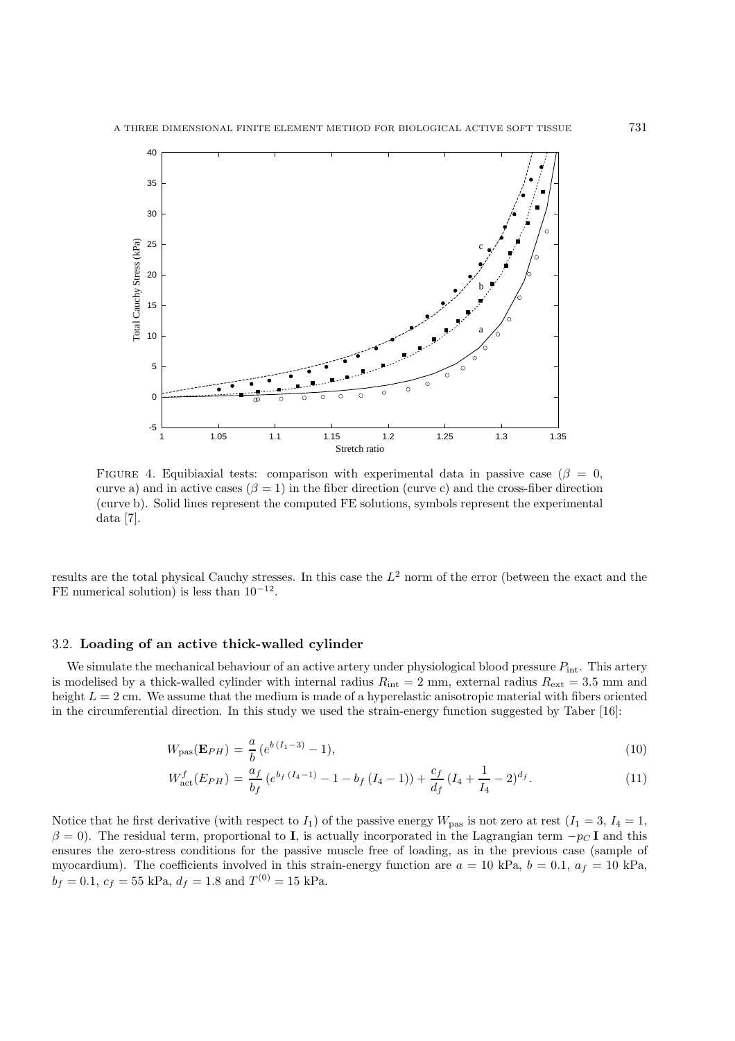FIGURE 4. Equibiaxial tests: comparison with experimental data in passive case ($\beta = 0$, curve a) and in active cases ($\beta = 1$) in the fiber direction (curve c) and the cross-fiber direction (curve b). Solid lines represent the computed FE solutions, symbols represent the experimental data [7].

results are the total physical Cauchy stresses. In this case the $L^2$ norm of the error (between the exact and the FE numerical solution) is less than $10^{-12}$.

### 3.2. **Loading of an active thick-walled cylinder**

We simulate the mechanical behaviour of an active artery under physiological blood pressure $P_{\text{int}}$. This artery is modelised by a thick-walled cylinder with internal radius $R_{\text{int}} = 2$ mm, external radius $R_{\text{ext}} = 3.5$ mm and height $L = 2$ cm. We assume that the medium is made of a hyperelastic anisotropic material with fibers oriented in the circumferential direction. In this study we used the strain-energy function suggested by Taber [16]:

$$W_{\text{pas}}(\mathbf{E}_{PH}) = \frac{a}{b}\,(e^{b\,(I_1-3)} - 1), \tag{10}$$

$$W^f_{\text{act}}(E_{PH}) = \frac{a_f}{b_f}\,(e^{b_f\,(I_4-1)} - 1 - b_f\,(I_4 - 1)) + \frac{c_f}{d_f}\,(I_4 + \frac{1}{I_4} - 2)^{d_f}. \tag{11}$$

Notice that he first derivative (with respect to $I_1$) of the passive energy $W_{\text{pas}}$ is not zero at rest ($I_1 = 3$, $I_4 = 1$, $\beta = 0$). The residual term, proportional to $\mathbf{I}$, is actually incorporated in the Lagrangian term $-p_C\,\mathbf{I}$ and this ensures the zero-stress conditions for the passive muscle free of loading, as in the previous case (sample of myocardium). The coefficients involved in this strain-energy function are $a = 10$ kPa, $b = 0.1$, $a_f = 10$ kPa, $b_f = 0.1$, $c_f = 55$ kPa, $d_f = 1.8$ and $T^{(0)} = 15$ kPa.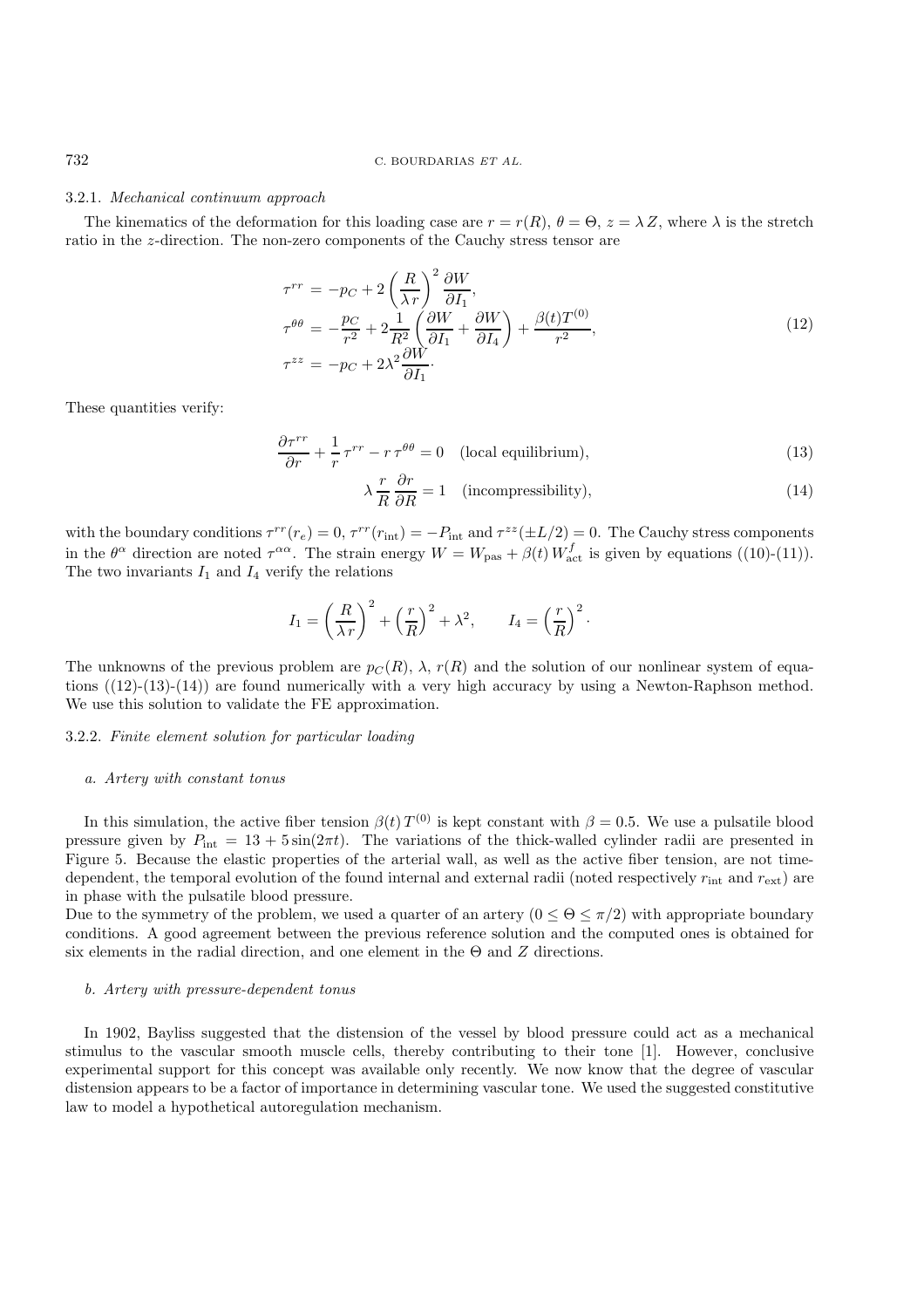#### 3.2.1. *Mechanical continuum approach*

The kinematics of the deformation for this loading case are $r = r(R)$, $\theta = \Theta$, $z = \lambda Z$, where $\lambda$ is the stretch ratio in the $z$-direction. The non-zero components of the Cauchy stress tensor are

$$
\begin{aligned}
\tau^{rr} &= -p_C + 2\left(\frac{R}{\lambda r}\right)^2 \frac{\partial W}{\partial I_1}, \\
\tau^{\theta\theta} &= -\frac{p_C}{r^2} + 2\frac{1}{R^2}\left(\frac{\partial W}{\partial I_1} + \frac{\partial W}{\partial I_4}\right) + \frac{\beta(t) T^{(0)}}{r^2}, \\
\tau^{zz} &= -p_C + 2\lambda^2 \frac{\partial W}{\partial I_1}\cdot
\end{aligned}
\tag{12}
$$

These quantities verify:

$$
\frac{\partial \tau^{rr}}{\partial r} + \frac{1}{r}\,\tau^{rr} - r\,\tau^{\theta\theta} = 0 \quad \text{(local equilibrium)}, \tag{13}
$$

$$
\lambda\,\frac{r}{R}\,\frac{\partial r}{\partial R} = 1 \quad \text{(incompressibility)}, \tag{14}
$$

with the boundary conditions $\tau^{rr}(r_e) = 0$, $\tau^{rr}(r_{\rm int}) = -P_{\rm int}$ and $\tau^{zz}(\pm L/2) = 0$. The Cauchy stress components in the $\theta^\alpha$ direction are noted $\tau^{\alpha\alpha}$. The strain energy $W = W_{\rm pas} + \beta(t)\,W^f_{\rm act}$ is given by equations ((10)-(11)). The two invariants $I_1$ and $I_4$ verify the relations

$$
I_1 = \left(\frac{R}{\lambda r}\right)^2 + \left(\frac{r}{R}\right)^2 + \lambda^2, \qquad I_4 = \left(\frac{r}{R}\right)^2\cdot
$$

The unknowns of the previous problem are $p_C(R)$, $\lambda$, $r(R)$ and the solution of our nonlinear system of equations ((12)-(13)-(14)) are found numerically with a very high accuracy by using a Newton-Raphson method. We use this solution to validate the FE approximation.

#### 3.2.2. *Finite element solution for particular loading*

##### *a. Artery with constant tonus*

In this simulation, the active fiber tension $\beta(t)\,T^{(0)}$ is kept constant with $\beta = 0.5$. We use a pulsatile blood pressure given by $P_{\rm int} = 13 + 5\sin(2\pi t)$. The variations of the thick-walled cylinder radii are presented in Figure 5. Because the elastic properties of the arterial wall, as well as the active fiber tension, are not time-dependent, the temporal evolution of the found internal and external radii (noted respectively $r_{\rm int}$ and $r_{\rm ext}$) are in phase with the pulsatile blood pressure.
Due to the symmetry of the problem, we used a quarter of an artery ($0 \le \Theta \le \pi/2$) with appropriate boundary conditions. A good agreement between the previous reference solution and the computed ones is obtained for six elements in the radial direction, and one element in the $\Theta$ and $Z$ directions.

##### *b. Artery with pressure-dependent tonus*

In 1902, Bayliss suggested that the distension of the vessel by blood pressure could act as a mechanical stimulus to the vascular smooth muscle cells, thereby contributing to their tone [1]. However, conclusive experimental support for this concept was available only recently. We now know that the degree of vascular distension appears to be a factor of importance in determining vascular tone. We used the suggested constitutive law to model a hypothetical autoregulation mechanism.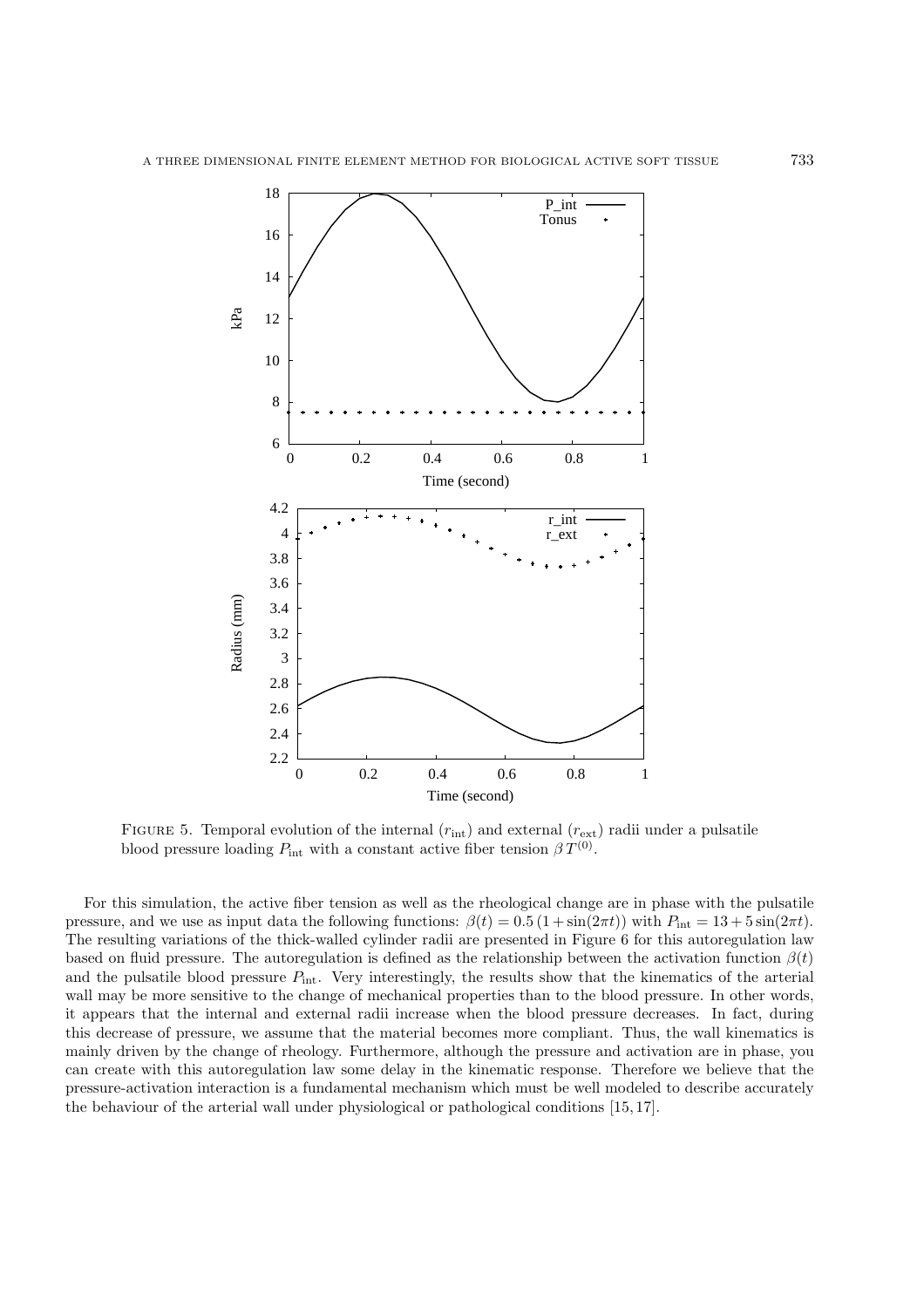Figure 5. Temporal evolution of the internal ($r_{\text{int}}$) and external ($r_{\text{ext}}$) radii under a pulsatile blood pressure loading $P_{\text{int}}$ with a constant active fiber tension $\beta T^{(0)}$.

For this simulation, the active fiber tension as well as the rheological change are in phase with the pulsatile pressure, and we use as input data the following functions: $\beta(t) = 0.5\,(1 + \sin(2\pi t))$ with $P_{\text{int}} = 13 + 5\sin(2\pi t)$. The resulting variations of the thick-walled cylinder radii are presented in Figure 6 for this autoregulation law based on fluid pressure. The autoregulation is defined as the relationship between the activation function $\beta(t)$ and the pulsatile blood pressure $P_{\text{int}}$. Very interestingly, the results show that the kinematics of the arterial wall may be more sensitive to the change of mechanical properties than to the blood pressure. In other words, it appears that the internal and external radii increase when the blood pressure decreases. In fact, during this decrease of pressure, we assume that the material becomes more compliant. Thus, the wall kinematics is mainly driven by the change of rheology. Furthermore, although the pressure and activation are in phase, you can create with this autoregulation law some delay in the kinematic response. Therefore we believe that the pressure-activation interaction is a fundamental mechanism which must be well modeled to describe accurately the behaviour of the arterial wall under physiological or pathological conditions [15, 17].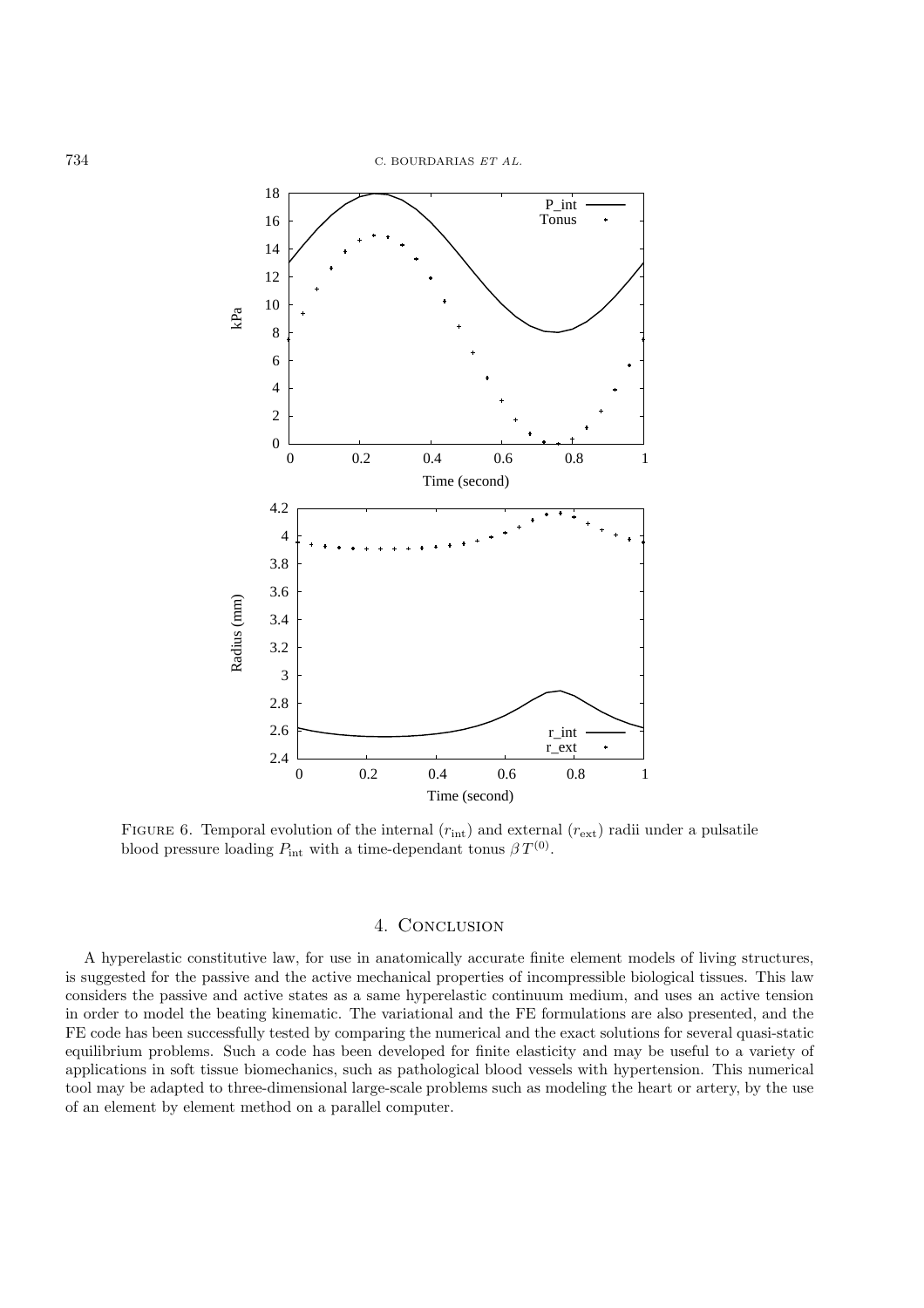Figure 6. Temporal evolution of the internal ($r_{\text{int}}$) and external ($r_{\text{ext}}$) radii under a pulsatile blood pressure loading $P_{\text{int}}$ with a time-dependant tonus $\beta\, T^{(0)}$.

## 4. Conclusion

A hyperelastic constitutive law, for use in anatomically accurate finite element models of living structures, is suggested for the passive and the active mechanical properties of incompressible biological tissues. This law considers the passive and active states as a same hyperelastic continuum medium, and uses an active tension in order to model the beating kinematic. The variational and the FE formulations are also presented, and the FE code has been successfully tested by comparing the numerical and the exact solutions for several quasi-static equilibrium problems. Such a code has been developed for finite elasticity and may be useful to a variety of applications in soft tissue biomechanics, such as pathological blood vessels with hypertension. This numerical tool may be adapted to three-dimensional large-scale problems such as modeling the heart or artery, by the use of an element by element method on a parallel computer.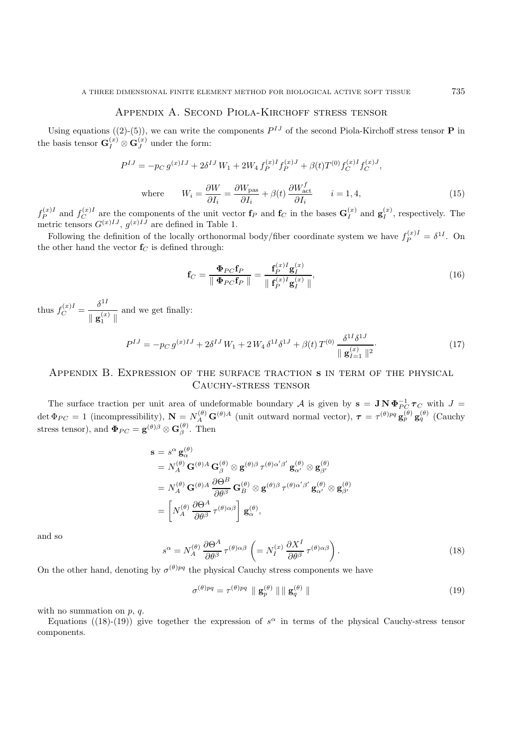## Appendix A. Second Piola-Kirchoff stress tensor

Using equations ((2)-(5)), we can write the components $P^{IJ}$ of the second Piola-Kirchoff stress tensor $\mathbf{P}$ in the basis tensor $\mathbf{G}_I^{(x)} \otimes \mathbf{G}_J^{(x)}$ under the form:

$$P^{IJ} = -p_C\, g^{(x)IJ} + 2\delta^{IJ}\, W_1 + 2W_4\, f_P^{(x)I} f_P^{(x)J} + \beta(t) T^{(0)}\, f_C^{(x)I} f_C^{(x)J},$$

$$\text{where} \qquad W_i = \frac{\partial W}{\partial I_i} = \frac{\partial W_{\text{pas}}}{\partial I_i} + \beta(t)\, \frac{\partial W_{\text{act}}^f}{\partial I_i} \qquad i = 1, 4, \tag{15}$$

$f_P^{(x)I}$ and $f_C^{(x)I}$ are the components of the unit vector $\mathbf{f}_P$ and $\mathbf{f}_C$ in the bases $\mathbf{G}_I^{(x)}$ and $\mathbf{g}_I^{(x)}$, respectively. The metric tensors $G^{(x)IJ}$, $g^{(x)IJ}$ are defined in Table 1.

Following the definition of the locally orthonormal body/fiber coordinate system we have $f_P^{(x)I} = \delta^{1I}$. On the other hand the vector $\mathbf{f}_C$ is defined through:

$$\mathbf{f}_C = \frac{\mathbf{\Phi}_{PC}\mathbf{f}_P}{\parallel \mathbf{\Phi}_{PC}\mathbf{f}_P \parallel} = \frac{\mathbf{f}_P^{(x)I}\mathbf{g}_I^{(x)}}{\parallel \mathbf{f}_P^{(x)I}\mathbf{g}_I^{(x)} \parallel}, \tag{16}$$

thus $f_C^{(x)I} = \dfrac{\delta^{1I}}{\parallel \mathbf{g}_1^{(x)} \parallel}$ and we get finally:

$$P^{IJ} = -p_C\, g^{(x)IJ} + 2\delta^{IJ}\, W_1 + 2\, W_4\, \delta^{1I}\delta^{1J} + \beta(t)\, T^{(0)}\, \frac{\delta^{1I}\delta^{1J}}{\parallel \mathbf{g}_{I=1}^{(x)} \parallel^2}\cdot \tag{17}$$

## Appendix B. Expression of the surface traction s in term of the physical Cauchy-stress tensor

The surface traction per unit area of undeformable boundary $\mathcal{A}$ is given by $\mathbf{s} = \mathbf{J}\,\mathbf{N}\,\mathbf{\Phi}_{PC}^{-1}\,\boldsymbol{\tau}_C$ with $J = \det\Phi_{PC} = 1$ (incompressibility), $\mathbf{N} = N_A^{(\theta)}\,\mathbf{G}^{(\theta)A}$ (unit outward normal vector), $\boldsymbol{\tau} = \tau^{(\theta)pq}\,\mathbf{g}_p^{(\theta)}\,\mathbf{g}_q^{(\theta)}$ (Cauchy stress tensor), and $\mathbf{\Phi}_{PC} = \mathbf{g}^{(\theta)\beta} \otimes \mathbf{G}_\beta^{(\theta)}$. Then

$$\begin{aligned}
\mathbf{s} &= s^\alpha\, \mathbf{g}_\alpha^{(\theta)} \\
&= N_A^{(\theta)}\, \mathbf{G}^{(\theta)A}\, \mathbf{G}_\beta^{(\theta)} \otimes \mathbf{g}^{(\theta)\beta}\, \tau^{(\theta)\alpha'\beta'}\, \mathbf{g}_{\alpha'}^{(\theta)} \otimes \mathbf{g}_{\beta'}^{(\theta)} \\
&= N_A^{(\theta)}\, \mathbf{G}^{(\theta)A}\, \frac{\partial \Theta^B}{\partial \theta^\beta}\, \mathbf{G}_B^{(\theta)} \otimes \mathbf{g}^{(\theta)\beta}\, \tau^{(\theta)\alpha'\beta'}\, \mathbf{g}_{\alpha'}^{(\theta)} \otimes \mathbf{g}_{\beta'}^{(\theta)} \\
&= \left[ N_A^{(\theta)}\, \frac{\partial \Theta^A}{\partial \theta^\beta}\, \tau^{(\theta)\alpha\beta} \right] \mathbf{g}_\alpha^{(\theta)},
\end{aligned}$$

and so

$$s^\alpha = N_A^{(\theta)}\, \frac{\partial \Theta^A}{\partial \theta^\beta}\, \tau^{(\theta)\alpha\beta} \, \left( = N_I^{(x)}\, \frac{\partial X^I}{\partial \theta^\beta}\, \tau^{(\theta)\alpha\beta} \right). \tag{18}$$

On the other hand, denoting by $\sigma^{(\theta)pq}$ the physical Cauchy stress components we have

$$\sigma^{(\theta)pq} = \tau^{(\theta)pq}\, \parallel \mathbf{g}_p^{(\theta)} \parallel \parallel \mathbf{g}_q^{(\theta)} \parallel \tag{19}$$

with no summation on $p$, $q$.

Equations ((18)-(19)) give together the expression of $s^\alpha$ in terms of the physical Cauchy-stress tensor components.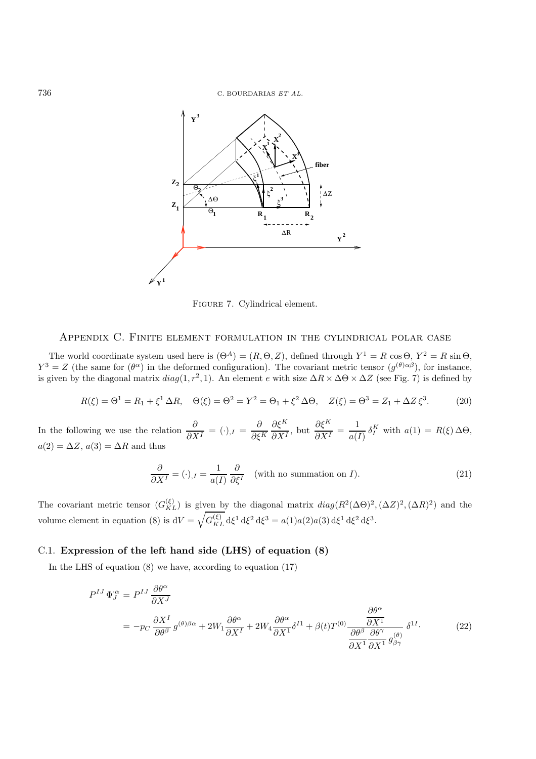FIGURE 7. Cylindrical element.

## APPENDIX C. FINITE ELEMENT FORMULATION IN THE CYLINDRICAL POLAR CASE

The world coordinate system used here is $(\Theta^A) = (R, \Theta, Z)$, defined through $Y^1 = R\cos\Theta$, $Y^2 = R\sin\Theta$, $Y^3 = Z$ (the same for $(\theta^\alpha)$ in the deformed configuration). The covariant metric tensor $(g^{(\theta)\alpha\beta})$, for instance, is given by the diagonal matrix $diag(1, r^2, 1)$. An element $e$ with size $\Delta R \times \Delta\Theta \times \Delta Z$ (see Fig. 7) is defined by

$$R(\xi) = \Theta^1 = R_1 + \xi^1 \Delta R, \quad \Theta(\xi) = \Theta^2 = Y^2 = \Theta_1 + \xi^2 \Delta\Theta, \quad Z(\xi) = \Theta^3 = Z_1 + \Delta Z\, \xi^3. \tag{20}$$

In the following we use the relation $\dfrac{\partial}{\partial X^I} = (\cdot)_{,I} = \dfrac{\partial}{\partial \xi^K}\dfrac{\partial \xi^K}{\partial X^I}$, but $\dfrac{\partial \xi^K}{\partial X^I} = \dfrac{1}{a(I)}\,\delta_I^K$ with $a(1) = R(\xi)\,\Delta\Theta$, $a(2) = \Delta Z$, $a(3) = \Delta R$ and thus

$$\frac{\partial}{\partial X^I} = (\cdot)_{,I} = \frac{1}{a(I)}\frac{\partial}{\partial \xi^I} \quad \text{(with no summation on } I\text{)}. \tag{21}$$

The covariant metric tensor $(G^{(\xi)}_{KL})$ is given by the diagonal matrix $diag(R^2(\Delta\Theta)^2, (\Delta Z)^2, (\Delta R)^2)$ and the volume element in equation (8) is $\mathrm{d}V = \sqrt{G^{(\xi)}_{KL}}\,\mathrm{d}\xi^1\,\mathrm{d}\xi^2\,\mathrm{d}\xi^3 = a(1)a(2)a(3)\,\mathrm{d}\xi^1\,\mathrm{d}\xi^2\,\mathrm{d}\xi^3$.

### C.1. **Expression of the left hand side (LHS) of equation (8)**

In the LHS of equation (8) we have, according to equation (17)

$$\begin{aligned}
P^{IJ}\,\Phi^{\cdot\alpha}_{J} &= P^{IJ}\,\frac{\partial \theta^\alpha}{\partial X^J} \\
&= -p_C\,\frac{\partial X^I}{\partial \theta^\beta}\,g^{(\theta)\beta\alpha} + 2W_1\frac{\partial \theta^\alpha}{\partial X^I} + 2W_4\frac{\partial \theta^\alpha}{\partial X^1}\delta^{I1} + \beta(t)T^{(0)}\frac{\dfrac{\partial \theta^\alpha}{\partial X^1}}{\dfrac{\partial \theta^\beta}{\partial X^1}\dfrac{\partial \theta^\gamma}{\partial X^1}\,g^{(\theta)}_{\beta\gamma}}\,\delta^{1I}.
\end{aligned} \tag{22}$$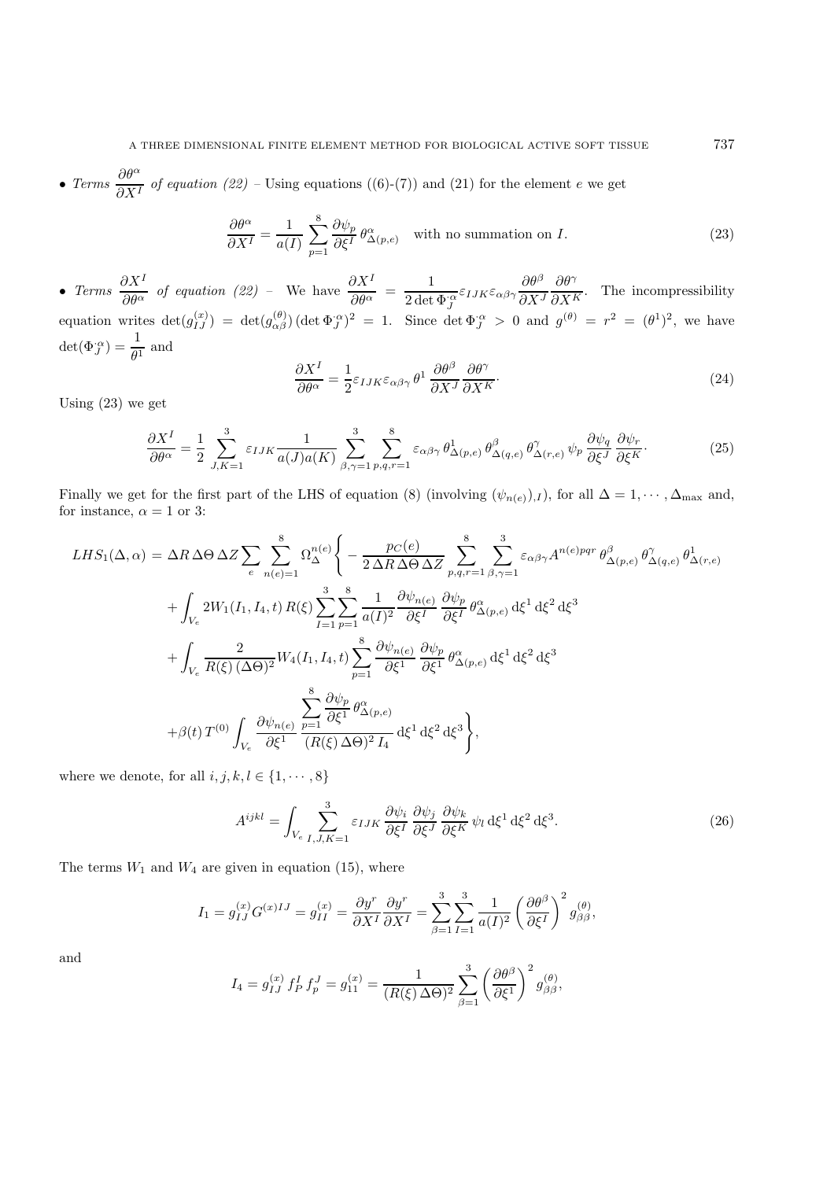• *Terms* $\dfrac{\partial \theta^\alpha}{\partial X^I}$ *of equation (22)* – Using equations ((6)-(7)) and (21) for the element $e$ we get

$$\frac{\partial \theta^\alpha}{\partial X^I} = \frac{1}{a(I)} \sum_{p=1}^{8} \frac{\partial \psi_p}{\partial \xi^I}\, \theta^\alpha_{\Delta(p,e)} \quad \text{with no summation on } I. \tag{23}$$

• *Terms* $\dfrac{\partial X^I}{\partial \theta^\alpha}$ *of equation (22)* – We have $\dfrac{\partial X^I}{\partial \theta^\alpha} = \dfrac{1}{2\det \Phi^{\cdot\alpha}_{J}} \varepsilon_{IJK}\varepsilon_{\alpha\beta\gamma} \dfrac{\partial \theta^\beta}{\partial X^J}\dfrac{\partial \theta^\gamma}{\partial X^K}$. The incompressibility equation writes $\det(g^{(x)}_{IJ}) = \det(g^{(\theta)}_{\alpha\beta})\,(\det \Phi^{\cdot\alpha}_{J})^2 = 1$. Since $\det \Phi^{\cdot\alpha}_{J} > 0$ and $g^{(\theta)} = r^2 = (\theta^1)^2$, we have $\det(\Phi^{\cdot\alpha}_{J}) = \dfrac{1}{\theta^1}$ and

$$\frac{\partial X^I}{\partial \theta^\alpha} = \frac{1}{2}\varepsilon_{IJK}\varepsilon_{\alpha\beta\gamma}\,\theta^1\,\frac{\partial \theta^\beta}{\partial X^J}\frac{\partial \theta^\gamma}{\partial X^K}. \tag{24}$$

Using (23) we get

$$\frac{\partial X^I}{\partial \theta^\alpha} = \frac{1}{2}\sum_{J,K=1}^{3} \varepsilon_{IJK}\frac{1}{a(J)a(K)} \sum_{\beta,\gamma=1}^{3}\sum_{p,q,r=1}^{8} \varepsilon_{\alpha\beta\gamma}\,\theta^1_{\Delta(p,e)}\,\theta^\beta_{\Delta(q,e)}\,\theta^\gamma_{\Delta(r,e)}\,\psi_p\,\frac{\partial \psi_q}{\partial \xi^J}\,\frac{\partial \psi_r}{\partial \xi^K}. \tag{25}$$

Finally we get for the first part of the LHS of equation (8) (involving $(\psi_{n(e)})_{,I}$), for all $\Delta = 1,\cdots,\Delta_{\max}$ and, for instance, $\alpha = 1$ or 3:

$$\begin{aligned}
LHS_1(\Delta,\alpha) = {}& \Delta R\,\Delta\Theta\,\Delta Z \sum_e \sum_{n(e)=1}^{8} \Omega^{n(e)}_{\Delta}\Bigg\{ -\frac{p_C(e)}{2\,\Delta R\,\Delta\Theta\,\Delta Z}\sum_{p,q,r=1}^{8}\sum_{\beta,\gamma=1}^{3}\varepsilon_{\alpha\beta\gamma}A^{n(e)pqr}\,\theta^\beta_{\Delta(p,e)}\,\theta^\gamma_{\Delta(q,e)}\,\theta^1_{\Delta(r,e)} \\
&+ \int_{V_e} 2W_1(I_1,I_4,t)\,R(\xi)\sum_{I=1}^{3}\sum_{p=1}^{8}\frac{1}{a(I)^2}\frac{\partial \psi_{n(e)}}{\partial \xi^I}\,\frac{\partial \psi_p}{\partial \xi^I}\,\theta^\alpha_{\Delta(p,e)}\,\mathrm{d}\xi^1\,\mathrm{d}\xi^2\,\mathrm{d}\xi^3 \\
&+ \int_{V_e} \frac{2}{R(\xi)\,(\Delta\Theta)^2}W_4(I_1,I_4,t)\sum_{p=1}^{8}\frac{\partial \psi_{n(e)}}{\partial \xi^1}\,\frac{\partial \psi_p}{\partial \xi^1}\,\theta^\alpha_{\Delta(p,e)}\,\mathrm{d}\xi^1\,\mathrm{d}\xi^2\,\mathrm{d}\xi^3 \\
&+ \beta(t)\,T^{(0)}\int_{V_e}\frac{\partial \psi_{n(e)}}{\partial \xi^1}\,\frac{\displaystyle\sum_{p=1}^{8}\frac{\partial \psi_p}{\partial \xi^1}\,\theta^\alpha_{\Delta(p,e)}}{(R(\xi)\,\Delta\Theta)^2\,I_4}\,\mathrm{d}\xi^1\,\mathrm{d}\xi^2\,\mathrm{d}\xi^3\Bigg\},
\end{aligned}$$

where we denote, for all $i,j,k,l \in \{1,\cdots,8\}$

$$A^{ijkl} = \int_{V_e}\sum_{I,J,K=1}^{3}\varepsilon_{IJK}\,\frac{\partial \psi_i}{\partial \xi^I}\,\frac{\partial \psi_j}{\partial \xi^J}\,\frac{\partial \psi_k}{\partial \xi^K}\,\psi_l\,\mathrm{d}\xi^1\,\mathrm{d}\xi^2\,\mathrm{d}\xi^3. \tag{26}$$

The terms $W_1$ and $W_4$ are given in equation (15), where

$$I_1 = g^{(x)}_{IJ}\,G^{(x)IJ} = g^{(x)}_{II} = \frac{\partial y^r}{\partial X^I}\frac{\partial y^r}{\partial X^I} = \sum_{\beta=1}^{3}\sum_{I=1}^{3}\frac{1}{a(I)^2}\left(\frac{\partial \theta^\beta}{\partial \xi^I}\right)^2 g^{(\theta)}_{\beta\beta},$$

and

$$I_4 = g^{(x)}_{IJ}\,f^I_P\,f^J_p = g^{(x)}_{11} = \frac{1}{(R(\xi)\,\Delta\Theta)^2}\sum_{\beta=1}^{3}\left(\frac{\partial \theta^\beta}{\partial \xi^1}\right)^2 g^{(\theta)}_{\beta\beta},$$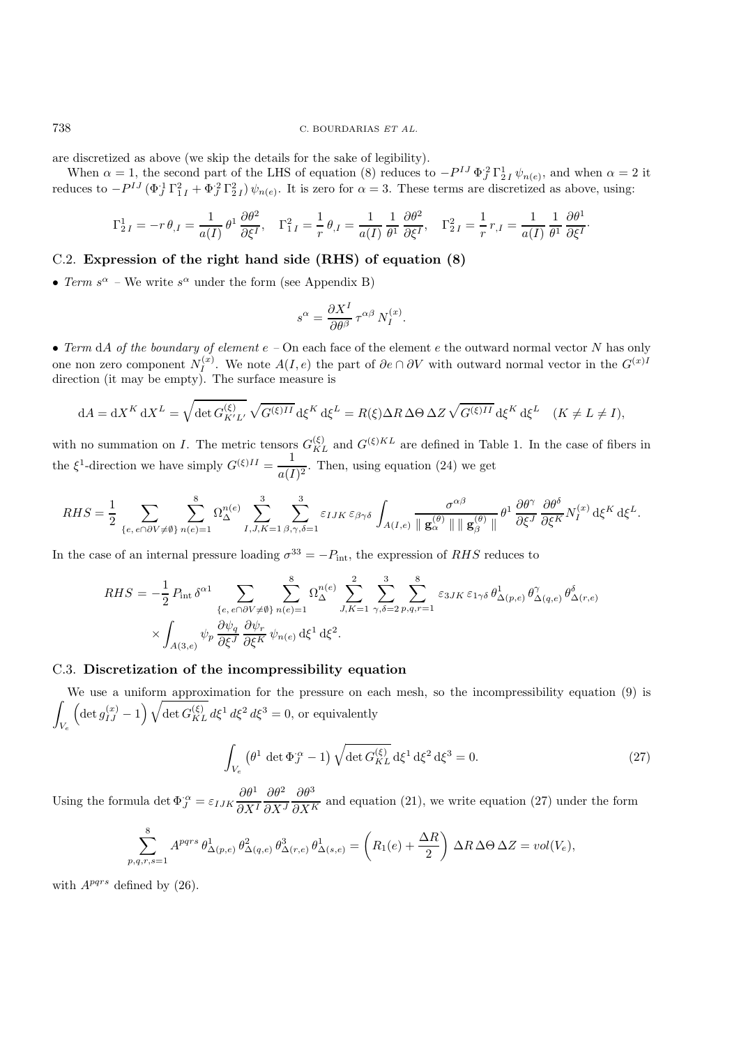are discretized as above (we skip the details for the sake of legibility).

When $\alpha = 1$, the second part of the LHS of equation (8) reduces to $-P^{IJ}\,\Phi^{\cdot 2}_{J}\,\Gamma^{1}_{2\,I}\,\psi_{n(e)}$, and when $\alpha = 2$ it reduces to $-P^{IJ}\,(\Phi^{\cdot 1}_{J}\,\Gamma^{2}_{1\,I} + \Phi^{\cdot 2}_{J}\,\Gamma^{2}_{2\,I})\,\psi_{n(e)}$. It is zero for $\alpha = 3$. These terms are discretized as above, using:

$$\Gamma^{1}_{2\,I} = -r\,\theta_{,I} = \frac{1}{a(I)}\,\theta^{1}\,\frac{\partial \theta^{2}}{\partial \xi^{I}}, \quad \Gamma^{2}_{1\,I} = \frac{1}{r}\,\theta_{,I} = \frac{1}{a(I)}\,\frac{1}{\theta^{1}}\,\frac{\partial \theta^{2}}{\partial \xi^{I}}, \quad \Gamma^{2}_{2\,I} = \frac{1}{r}\,r_{,I} = \frac{1}{a(I)}\,\frac{1}{\theta^{1}}\,\frac{\partial \theta^{1}}{\partial \xi^{I}}.$$

## C.2. Expression of the right hand side (RHS) of equation (8)

- *Term* $s^{\alpha}$ – We write $s^{\alpha}$ under the form (see Appendix B)

$$s^{\alpha} = \frac{\partial X^{I}}{\partial \theta^{\beta}}\,\tau^{\alpha\beta}\,N^{(x)}_{I}.$$

- *Term* $\mathrm{d}A$ *of the boundary of element* $e$ – On each face of the element $e$ the outward normal vector $N$ has only one non zero component $N^{(x)}_{I}$. We note $A(I,e)$ the part of $\partial e \cap \partial V$ with outward normal vector in the $G^{(x)I}$ direction (it may be empty). The surface measure is

$$\mathrm{d}A = \mathrm{d}X^{K}\,\mathrm{d}X^{L} = \sqrt{\det G^{(\xi)}_{K'L'}}\,\sqrt{G^{(\xi)II}}\,\mathrm{d}\xi^{K}\,\mathrm{d}\xi^{L} = R(\xi)\Delta R\,\Delta\Theta\,\Delta Z\,\sqrt{G^{(\xi)II}}\,\mathrm{d}\xi^{K}\,\mathrm{d}\xi^{L} \quad (K \neq L \neq I),$$

with no summation on $I$. The metric tensors $G^{(\xi)}_{KL}$ and $G^{(\xi)KL}$ are defined in Table 1. In the case of fibers in the $\xi^{1}$-direction we have simply $G^{(\xi)II} = \dfrac{1}{a(I)^{2}}$. Then, using equation (24) we get

$$RHS = \frac{1}{2}\sum_{\{e,\,e\cap\partial V\neq\emptyset\}}\sum_{n(e)=1}^{8}\Omega^{n(e)}_{\Delta}\sum_{I,J,K=1}^{3}\sum_{\beta,\gamma,\delta=1}^{3}\varepsilon_{IJK}\,\varepsilon_{\beta\gamma\delta}\int_{A(I,e)}\frac{\sigma^{\alpha\beta}}{\parallel \mathbf{g}^{(\theta)}_{\alpha} \parallel \parallel \mathbf{g}^{(\theta)}_{\beta} \parallel}\,\theta^{1}\,\frac{\partial \theta^{\gamma}}{\partial \xi^{J}}\,\frac{\partial \theta^{\delta}}{\partial \xi^{K}}N^{(x)}_{I}\,\mathrm{d}\xi^{K}\,\mathrm{d}\xi^{L}.$$

In the case of an internal pressure loading $\sigma^{33} = -P_{\mathrm{int}}$, the expression of $RHS$ reduces to

$$\begin{aligned} RHS = -\frac{1}{2}\,P_{\mathrm{int}}\,\delta^{\alpha 1}\sum_{\{e,\,e\cap\partial V\neq\emptyset\}}\sum_{n(e)=1}^{8}\Omega^{n(e)}_{\Delta}\sum_{J,K=1}^{2}\sum_{\gamma,\delta=2}^{3}\sum_{p,q,r=1}^{8}\varepsilon_{3JK}\,\varepsilon_{1\gamma\delta}\,\theta^{1}_{\Delta(p,e)}\,\theta^{\gamma}_{\Delta(q,e)}\,\theta^{\delta}_{\Delta(r,e)} \\ \times\int_{A(3,e)}\psi_{p}\,\frac{\partial \psi_{q}}{\partial \xi^{J}}\,\frac{\partial \psi_{r}}{\partial \xi^{K}}\,\psi_{n(e)}\,\mathrm{d}\xi^{1}\,\mathrm{d}\xi^{2}. \end{aligned}$$

## C.3. Discretization of the incompressibility equation

We use a uniform approximation for the pressure on each mesh, so the incompressibility equation (9) is $\displaystyle\int_{V_e}\left(\det g^{(x)}_{IJ} - 1\right)\sqrt{\det G^{(\xi)}_{KL}}\,d\xi^{1}\,d\xi^{2}\,d\xi^{3} = 0$, or equivalently

$$\int_{V_e}\left(\theta^{1}\,\det\Phi^{\cdot\alpha}_{J} - 1\right)\sqrt{\det G^{(\xi)}_{KL}}\,\mathrm{d}\xi^{1}\,\mathrm{d}\xi^{2}\,\mathrm{d}\xi^{3} = 0. \tag{27}$$

Using the formula $\det\Phi^{\cdot\alpha}_{J} = \varepsilon_{IJK}\,\dfrac{\partial \theta^{1}}{\partial X^{I}}\,\dfrac{\partial \theta^{2}}{\partial X^{J}}\,\dfrac{\partial \theta^{3}}{\partial X^{K}}$ and equation (21), we write equation (27) under the form

$$\sum_{p,q,r,s=1}^{8}A^{pqrs}\,\theta^{1}_{\Delta(p,e)}\,\theta^{2}_{\Delta(q,e)}\,\theta^{3}_{\Delta(r,e)}\,\theta^{1}_{\Delta(s,e)} = \left(R_{1}(e) + \frac{\Delta R}{2}\right)\,\Delta R\,\Delta\Theta\,\Delta Z = vol(V_e),$$

with $A^{pqrs}$ defined by (26).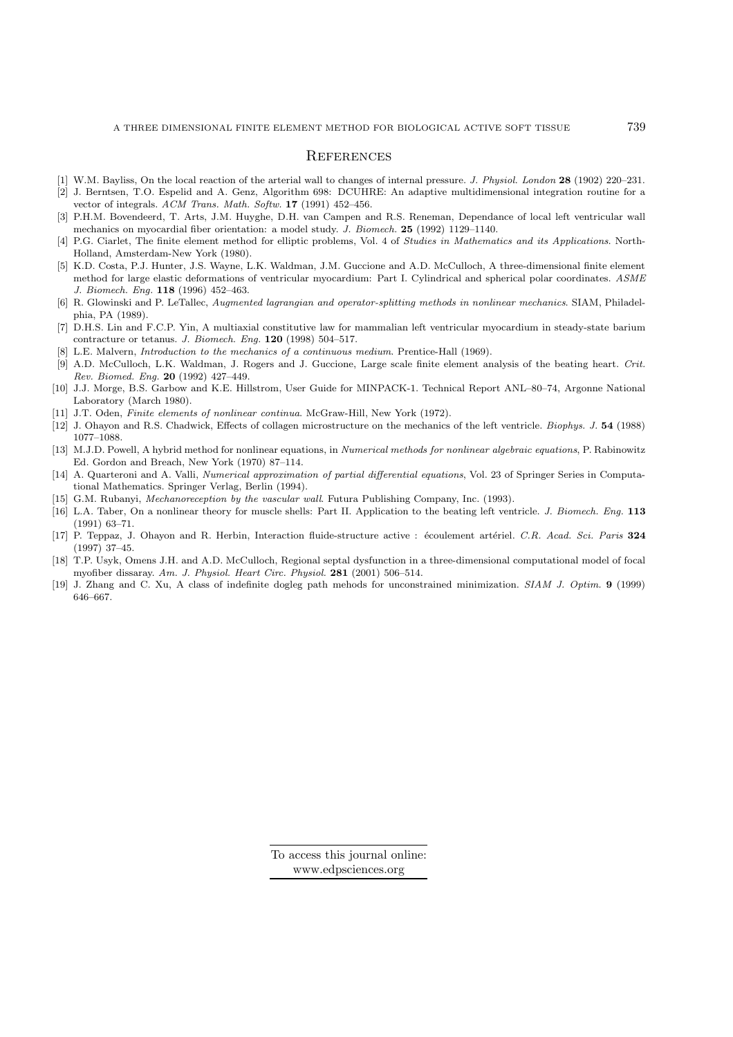## References

[1] W.M. Bayliss, On the local reaction of the arterial wall to changes of internal pressure. *J. Physiol. London* **28** (1902) 220–231.

[2] J. Berntsen, T.O. Espelid and A. Genz, Algorithm 698: DCUHRE: An adaptive multidimensional integration routine for a vector of integrals. *ACM Trans. Math. Softw.* **17** (1991) 452–456.

[3] P.H.M. Bovendeerd, T. Arts, J.M. Huyghe, D.H. van Campen and R.S. Reneman, Dependance of local left ventricular wall mechanics on myocardial fiber orientation: a model study. *J. Biomech.* **25** (1992) 1129–1140.

[4] P.G. Ciarlet, The finite element method for elliptic problems, Vol. 4 of *Studies in Mathematics and its Applications*. North-Holland, Amsterdam-New York (1980).

[5] K.D. Costa, P.J. Hunter, J.S. Wayne, L.K. Waldman, J.M. Guccione and A.D. McCulloch, A three-dimensional finite element method for large elastic deformations of ventricular myocardium: Part I. Cylindrical and spherical polar coordinates. *ASME J. Biomech. Eng.* **118** (1996) 452–463.

[6] R. Glowinski and P. LeTallec, *Augmented lagrangian and operator-splitting methods in nonlinear mechanics*. SIAM, Philadelphia, PA (1989).

[7] D.H.S. Lin and F.C.P. Yin, A multiaxial constitutive law for mammalian left ventricular myocardium in steady-state barium contracture or tetanus. *J. Biomech. Eng.* **120** (1998) 504–517.

[8] L.E. Malvern, *Introduction to the mechanics of a continuous medium*. Prentice-Hall (1969).

[9] A.D. McCulloch, L.K. Waldman, J. Rogers and J. Guccione, Large scale finite element analysis of the beating heart. *Crit. Rev. Biomed. Eng.* **20** (1992) 427–449.

[10] J.J. Morge, B.S. Garbow and K.E. Hillstrom, User Guide for MINPACK-1. Technical Report ANL–80–74, Argonne National Laboratory (March 1980).

[11] J.T. Oden, *Finite elements of nonlinear continua*. McGraw-Hill, New York (1972).

[12] J. Ohayon and R.S. Chadwick, Effects of collagen microstructure on the mechanics of the left ventricle. *Biophys. J.* **54** (1988) 1077–1088.

[13] M.J.D. Powell, A hybrid method for nonlinear equations, in *Numerical methods for nonlinear algebraic equations*, P. Rabinowitz Ed. Gordon and Breach, New York (1970) 87–114.

[14] A. Quarteroni and A. Valli, *Numerical approximation of partial differential equations*, Vol. 23 of Springer Series in Computational Mathematics. Springer Verlag, Berlin (1994).

[15] G.M. Rubanyi, *Mechanoreception by the vascular wall*. Futura Publishing Company, Inc. (1993).

[16] L.A. Taber, On a nonlinear theory for muscle shells: Part II. Application to the beating left ventricle. *J. Biomech. Eng.* **113** (1991) 63–71.

[17] P. Teppaz, J. Ohayon and R. Herbin, Interaction fluide-structure active : écoulement artériel. *C.R. Acad. Sci. Paris* **324** (1997) 37–45.

[18] T.P. Usyk, Omens J.H. and A.D. McCulloch, Regional septal dysfunction in a three-dimensional computational model of focal myofiber dissaray. *Am. J. Physiol. Heart Circ. Physiol.* **281** (2001) 506–514.

[19] J. Zhang and C. Xu, A class of indefinite dogleg path mehods for unconstrained minimization. *SIAM J. Optim.* **9** (1999) 646–667.

To access this journal online:
www.edpsciences.org